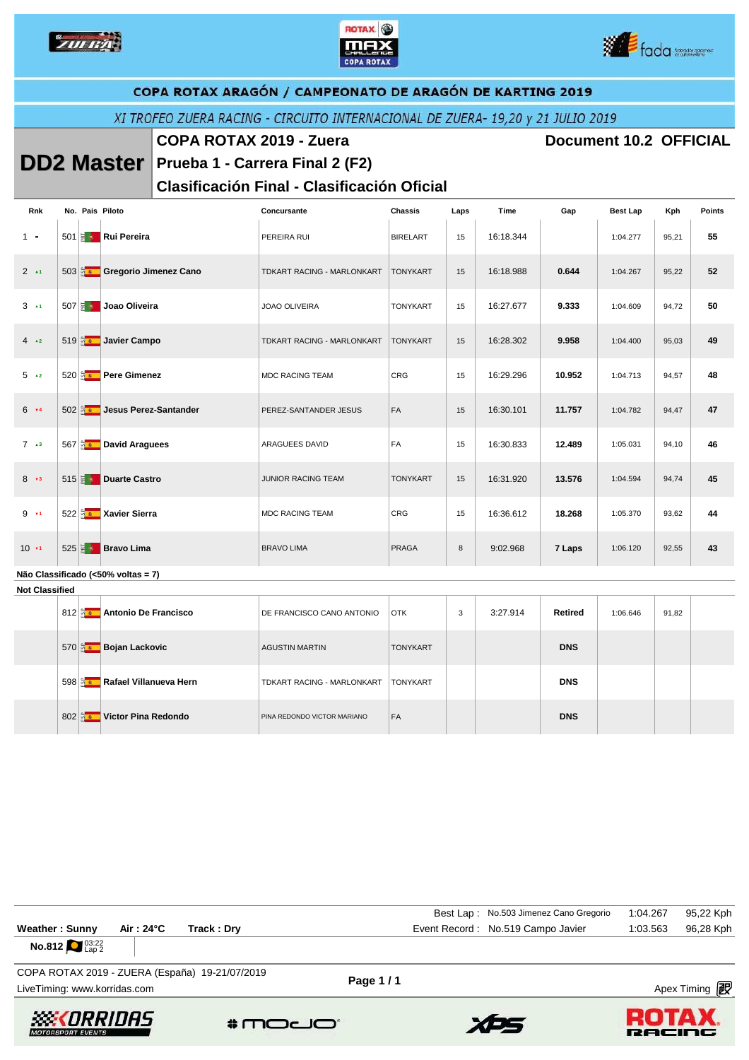# COPA ROTAX ARAGÓN / CAMPEONATO DE ARAGÓN DE KARTING 2019

*XI TROFEO ZUERA RACING - CIRCUITO INTERNACIONAL DE ZUERA- 19,20 y 21 JULIO 2019*

## DD2 Master

**COPA ROTAX 2019 - Zuera** — **Document 10.2 OFFICIAL**

**Prueba 1 - Carrera Final 2 (F2)**

**Clasificación Final - Clasificación Oficial**

| Rnk | No. | Pais | Piloto | Concursante | Chassis | Laps | Time | Gap | Best Lap | Kph | Points |
|---|---|---|---|---|---|---|---|---|---|---|---|
| 1 = | 501 | POR | **Rui Pereira** | PEREIRA RUI | BIRELART | 15 | 16:18.344 | | 1:04.277 | 95,21 | **55** |
| 2 ▲1 | 503 | ESP | **Gregorio Jimenez Cano** | TDKART RACING - MARLONKART | TONYKART | 15 | 16:18.988 | **0.644** | 1:04.267 | 95,22 | **52** |
| 3 ▲1 | 507 | POR | **Joao Oliveira** | JOAO OLIVEIRA | TONYKART | 15 | 16:27.677 | **9.333** | 1:04.609 | 94,72 | **50** |
| 4 ▲2 | 519 | ESP | **Javier Campo** | TDKART RACING - MARLONKART | TONYKART | 15 | 16:28.302 | **9.958** | 1:04.400 | 95,03 | **49** |
| 5 ▲2 | 520 | ESP | **Pere Gimenez** | MDC RACING TEAM | CRG | 15 | 16:29.296 | **10.952** | 1:04.713 | 94,57 | **48** |
| 6 ▼4 | 502 | ESP | **Jesus Perez-Santander** | PEREZ-SANTANDER JESUS | FA | 15 | 16:30.101 | **11.757** | 1:04.782 | 94,47 | **47** |
| 7 ▲3 | 567 | ESP | **David Araguees** | ARAGUEES DAVID | FA | 15 | 16:30.833 | **12.489** | 1:05.031 | 94,10 | **46** |
| 8 ▼3 | 515 | POR | **Duarte Castro** | JUNIOR RACING TEAM | TONYKART | 15 | 16:31.920 | **13.576** | 1:04.594 | 94,74 | **45** |
| 9 ▼1 | 522 | ESP | **Xavier Sierra** | MDC RACING TEAM | CRG | 15 | 16:36.612 | **18.268** | 1:05.370 | 93,62 | **44** |
| 10 ▼1 | 525 | POR | **Bravo Lima** | BRAVO LIMA | PRAGA | 8 | 9:02.968 | **7 Laps** | 1:06.120 | 92,55 | **43** |

**Não Classificado (<50% voltas = 7)**

**Not Classified**

| Rnk | No. | Pais | Piloto | Concursante | Chassis | Laps | Time | Gap | Best Lap | Kph | Points |
|---|---|---|---|---|---|---|---|---|---|---|---|
| | 812 | ESP | **Antonio De Francisco** | DE FRANCISCO CANO ANTONIO | OTK | 3 | 3:27.914 | **Retired** | 1:06.646 | 91,82 | |
| | 570 | ESP | **Bojan Lackovic** | AGUSTIN MARTIN | TONYKART | | | **DNS** | | | |
| | 598 | ESP | **Rafael Villanueva Hern** | TDKART RACING - MARLONKART | TONYKART | | | **DNS** | | | |
| | 802 | ESP | **Victor Pina Redondo** | PINA REDONDO VICTOR MARIANO | FA | | | **DNS** | | | |

**Weather : Sunny** **Air : 24°C** **Track : Dry**

Best Lap : No.503 Jimenez Cano Gregorio 1:04.267 95,22 Kph

Event Record : No.519 Campo Javier 1:03.563 96,28 Kph

**No.812** 03:22 Lap 2

COPA ROTAX 2019 - ZUERA (España) 19-21/07/2019

LiveTiming: www.korridas.com

Apex Timing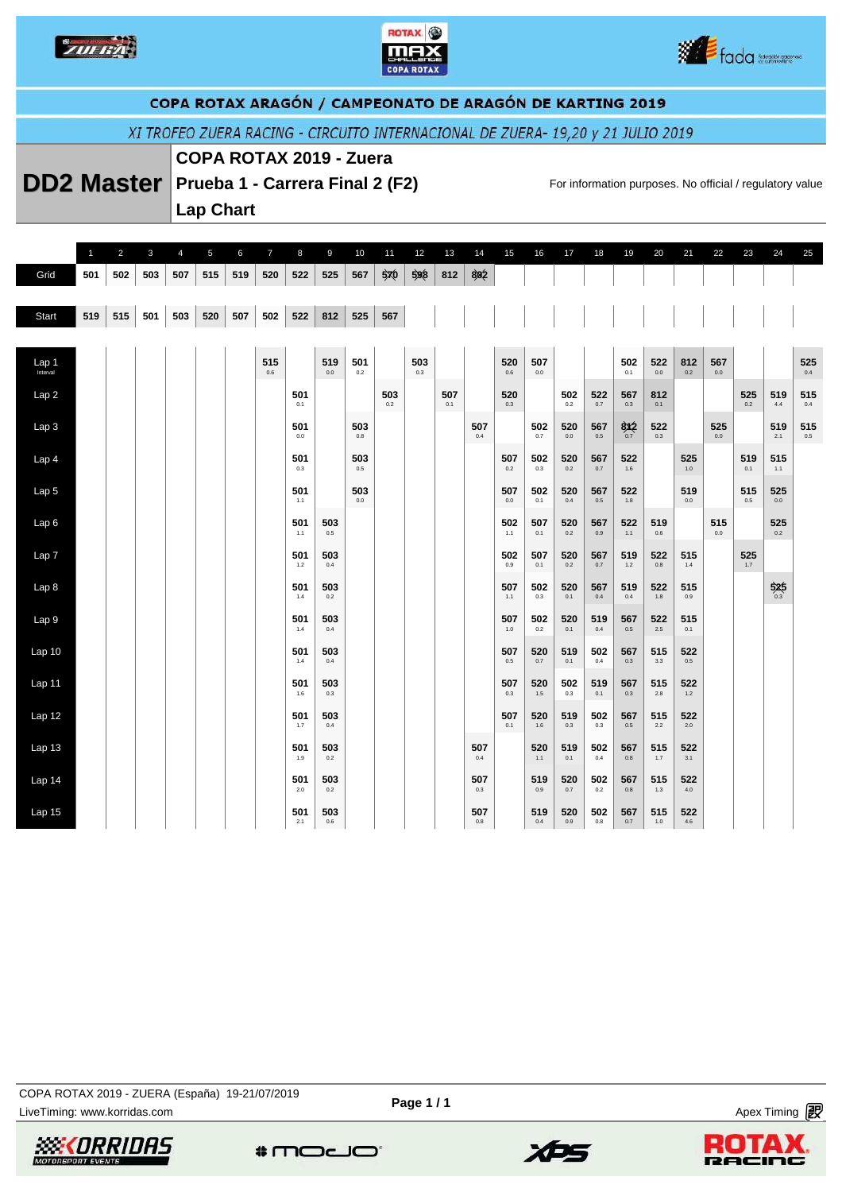COPA ROTAX ARAGÓN / CAMPEONATO DE ARAGÓN DE KARTING 2019

*XI TROFEO ZUERA RACING - CIRCUITO INTERNACIONAL DE ZUERA- 19,20 y 21 JULIO 2019*

# DD2 Master

## COPA ROTAX 2019 - Zuera
## Prueba 1 - Carrera Final 2 (F2)
## Lap Chart

For information purposes. No official / regulatory value

| | 1 | 2 | 3 | 4 | 5 | 6 | 7 | 8 | 9 | 10 | 11 | 12 | 13 | 14 | 15 | 16 | 17 | 18 | 19 | 20 | 21 | 22 | 23 | 24 | 25 |
|---|---|---|---|---|---|---|---|---|---|---|---|---|---|---|---|---|---|---|---|---|---|---|---|---|---|
| Grid | 501 | 502 | 503 | 507 | 515 | 519 | 520 | 522 | 525 | 567 | ~~570~~ | ~~598~~ | 812 | ~~802~~ | | | | | | | | | | | |
| Start | 519 | 515 | 501 | 503 | 520 | 507 | 502 | 522 | 812 | 525 | 567 | | | | | | | | | | | | | | |
| Lap 1 (Interval) | | | | | | | 515 0.6 | | 519 0.0 | 501 0.2 | | 503 0.3 | | | 520 0.6 | 507 0.0 | | | 502 0.1 | 522 0.0 | 812 0.2 | 567 0.0 | | | 525 0.4 |
| Lap 2 | | | | | | | | 501 0.1 | | | 503 0.2 | | 507 0.1 | | 520 0.3 | | 502 0.2 | 522 0.7 | 567 0.3 | 812 0.1 | | | 525 0.2 | 519 4.4 | 515 0.4 |
| Lap 3 | | | | | | | | 501 0.0 | | 503 0.8 | | | | 507 0.4 | | 502 0.7 | 520 0.0 | 567 0.5 | ~~812~~ 0.7 | 522 0.3 | | 525 0.0 | | 519 2.1 | 515 0.5 |
| Lap 4 | | | | | | | | 501 0.3 | | 503 0.5 | | | | | 507 0.2 | 502 0.3 | 520 0.2 | 567 0.7 | 522 1.6 | | 525 1.0 | | 519 0.1 | 515 1.1 | |
| Lap 5 | | | | | | | | 501 1.1 | | 503 0.0 | | | | | 507 0.0 | 502 0.1 | 520 0.4 | 567 0.5 | 522 1.8 | | 519 0.0 | | 515 0.5 | 525 0.0 | |
| Lap 6 | | | | | | | | 501 1.1 | 503 0.5 | | | | | | 502 1.1 | 507 0.1 | 520 0.2 | 567 0.9 | 522 1.1 | 519 0.6 | | 515 0.0 | | 525 0.2 | |
| Lap 7 | | | | | | | | 501 1.2 | 503 0.4 | | | | | | 502 0.9 | 507 0.1 | 520 0.2 | 567 0.7 | 519 1.2 | 522 0.8 | 515 1.4 | | 525 1.7 | | |
| Lap 8 | | | | | | | | 501 1.4 | 503 0.2 | | | | | | 507 1.1 | 502 0.3 | 520 0.1 | 567 0.4 | 519 0.4 | 522 1.8 | 515 0.9 | | | ~~525~~ 0.3 | |
| Lap 9 | | | | | | | | 501 1.4 | 503 0.4 | | | | | | 507 1.0 | 502 0.2 | 520 0.1 | 519 0.4 | 567 0.5 | 522 2.5 | 515 0.1 | | | | |
| Lap 10 | | | | | | | | 501 1.4 | 503 0.4 | | | | | | 507 0.5 | 520 0.7 | 519 0.1 | 502 0.4 | 567 0.3 | 515 3.3 | 522 0.5 | | | | |
| Lap 11 | | | | | | | | 501 1.6 | 503 0.3 | | | | | | 507 0.3 | 520 1.5 | 502 0.3 | 519 0.1 | 567 0.3 | 515 2.8 | 522 1.2 | | | | |
| Lap 12 | | | | | | | | 501 1.7 | 503 0.4 | | | | | | 507 0.1 | 520 1.6 | 519 0.3 | 502 0.3 | 567 0.5 | 515 2.2 | 522 2.0 | | | | |
| Lap 13 | | | | | | | | 501 1.9 | 503 0.2 | | | | | 507 0.4 | | 520 1.1 | 519 0.1 | 502 0.4 | 567 0.8 | 515 1.7 | 522 3.1 | | | | |
| Lap 14 | | | | | | | | 501 2.0 | 503 0.2 | | | | | 507 0.3 | | 519 0.9 | 520 0.7 | 502 0.2 | 567 0.8 | 515 1.3 | 522 4.0 | | | | |
| Lap 15 | | | | | | | | 501 2.1 | 503 0.6 | | | | | 507 0.8 | | 519 0.4 | 520 0.9 | 502 0.8 | 567 0.7 | 515 1.0 | 522 4.6 | | | | |

COPA ROTAX 2019 - ZUERA (España) 19-21/07/2019
LiveTiming: www.korridas.com

Apex Timing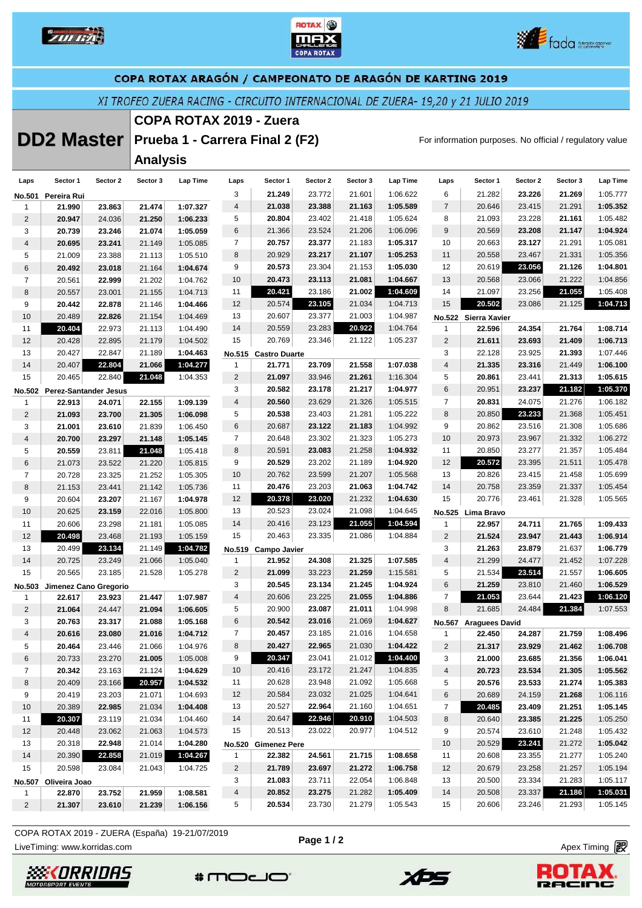COPA ROTAX ARAGÓN / CAMPEONATO DE ARAGÓN DE KARTING 2019

XI TROFEO ZUERA RACING - CIRCUITO INTERNACIONAL DE ZUERA- 19,20 y 21 JULIO 2019

# DD2 Master

## COPA ROTAX 2019 - Zuera
## Prueba 1 - Carrera Final 2 (F2)
## Analysis

For information purposes. No official / regulatory value

### No.501 Pereira Rui

| Laps | Sector 1 | Sector 2 | Sector 3 | Lap Time |
|---|---|---|---|---|
| 1 | 21.990 | 23.863 | 21.474 | 1:07.327 |
| 2 | 20.947 | 24.036 | 21.250 | 1:06.233 |
| 3 | 20.739 | 23.246 | 21.074 | 1:05.059 |
| 4 | 20.695 | 23.241 | 21.149 | 1:05.085 |
| 5 | 21.009 | 23.388 | 21.113 | 1:05.510 |
| 6 | 20.492 | 23.018 | 21.164 | 1:04.674 |
| 7 | 20.561 | 22.999 | 21.202 | 1:04.762 |
| 8 | 20.557 | 23.001 | 21.155 | 1:04.713 |
| 9 | 20.442 | 22.878 | 21.146 | 1:04.466 |
| 10 | 20.489 | 22.826 | 21.154 | 1:04.469 |
| 11 | 20.404 | 22.973 | 21.113 | 1:04.490 |
| 12 | 20.428 | 22.895 | 21.179 | 1:04.502 |
| 13 | 20.427 | 22.847 | 21.189 | 1:04.463 |
| 14 | 20.407 | 22.804 | 21.066 | 1:04.277 |
| 15 | 20.465 | 22.840 | 21.048 | 1:04.353 |

### No.502 Perez-Santander Jesus

| Laps | Sector 1 | Sector 2 | Sector 3 | Lap Time |
|---|---|---|---|---|
| 1 | 22.913 | 24.071 | 22.155 | 1:09.139 |
| 2 | 21.093 | 23.700 | 21.305 | 1:06.098 |
| 3 | 21.001 | 23.610 | 21.839 | 1:06.450 |
| 4 | 20.700 | 23.297 | 21.148 | 1:05.145 |
| 5 | 20.559 | 23.811 | 21.048 | 1:05.418 |
| 6 | 21.073 | 23.522 | 21.220 | 1:05.815 |
| 7 | 20.728 | 23.325 | 21.252 | 1:05.305 |
| 8 | 21.153 | 23.441 | 21.142 | 1:05.736 |
| 9 | 20.604 | 23.207 | 21.167 | 1:04.978 |
| 10 | 20.625 | 23.159 | 22.016 | 1:05.800 |
| 11 | 20.606 | 23.298 | 21.181 | 1:05.085 |
| 12 | 20.498 | 23.468 | 21.193 | 1:05.159 |
| 13 | 20.499 | 23.134 | 21.149 | 1:04.782 |
| 14 | 20.725 | 23.249 | 21.066 | 1:05.040 |
| 15 | 20.565 | 23.185 | 21.528 | 1:05.278 |

### No.503 Jimenez Cano Gregorio

| Laps | Sector 1 | Sector 2 | Sector 3 | Lap Time |
|---|---|---|---|---|
| 1 | 22.617 | 23.923 | 21.447 | 1:07.987 |
| 2 | 21.064 | 24.447 | 21.094 | 1:06.605 |
| 3 | 20.763 | 23.317 | 21.088 | 1:05.168 |
| 4 | 20.616 | 23.080 | 21.016 | 1:04.712 |
| 5 | 20.464 | 23.446 | 21.066 | 1:04.976 |
| 6 | 20.733 | 23.270 | 21.005 | 1:05.008 |
| 7 | 20.342 | 23.163 | 21.124 | 1:04.629 |
| 8 | 20.409 | 23.166 | 20.957 | 1:04.532 |
| 9 | 20.419 | 23.203 | 21.071 | 1:04.693 |
| 10 | 20.389 | 22.985 | 21.034 | 1:04.408 |
| 11 | 20.307 | 23.119 | 21.034 | 1:04.460 |
| 12 | 20.448 | 23.062 | 21.063 | 1:04.573 |
| 13 | 20.318 | 22.948 | 21.014 | 1:04.280 |
| 14 | 20.390 | 22.858 | 21.019 | 1:04.267 |
| 15 | 20.598 | 23.084 | 21.043 | 1:04.725 |

### No.507 Oliveira Joao

| Laps | Sector 1 | Sector 2 | Sector 3 | Lap Time |
|---|---|---|---|---|
| 1 | 22.870 | 23.752 | 21.959 | 1:08.581 |
| 2 | 21.307 | 23.610 | 21.239 | 1:06.156 |
| 3 | 21.249 | 23.772 | 21.601 | 1:06.622 |
| 4 | 21.038 | 23.388 | 21.163 | 1:05.589 |
| 5 | 20.804 | 23.402 | 21.418 | 1:05.624 |
| 6 | 21.366 | 23.524 | 21.206 | 1:06.096 |
| 7 | 20.757 | 23.377 | 21.183 | 1:05.317 |
| 8 | 20.929 | 23.217 | 21.107 | 1:05.253 |
| 9 | 20.573 | 23.304 | 21.153 | 1:05.030 |
| 10 | 20.473 | 23.113 | 21.081 | 1:04.667 |
| 11 | 20.421 | 23.186 | 21.002 | 1:04.609 |
| 12 | 20.574 | 23.105 | 21.034 | 1:04.713 |
| 13 | 20.607 | 23.377 | 21.003 | 1:04.987 |
| 14 | 20.559 | 23.283 | 20.922 | 1:04.764 |
| 15 | 20.769 | 23.346 | 21.122 | 1:05.237 |

### No.515 Castro Duarte

| Laps | Sector 1 | Sector 2 | Sector 3 | Lap Time |
|---|---|---|---|---|
| 1 | 21.771 | 23.709 | 21.558 | 1:07.038 |
| 2 | 21.097 | 33.946 | 21.261 | 1:16.304 |
| 3 | 20.582 | 23.178 | 21.217 | 1:04.977 |
| 4 | 20.560 | 23.629 | 21.326 | 1:05.515 |
| 5 | 20.538 | 23.403 | 21.281 | 1:05.222 |
| 6 | 20.687 | 23.122 | 21.183 | 1:04.992 |
| 7 | 20.648 | 23.302 | 21.323 | 1:05.273 |
| 8 | 20.591 | 23.083 | 21.258 | 1:04.932 |
| 9 | 20.529 | 23.202 | 21.189 | 1:04.920 |
| 10 | 20.762 | 23.599 | 21.207 | 1:05.568 |
| 11 | 20.476 | 23.203 | 21.063 | 1:04.742 |
| 12 | 20.378 | 23.020 | 21.232 | 1:04.630 |
| 13 | 20.523 | 23.024 | 21.098 | 1:04.645 |
| 14 | 20.416 | 23.123 | 21.055 | 1:04.594 |
| 15 | 20.463 | 23.335 | 21.086 | 1:04.884 |

### No.519 Campo Javier

| Laps | Sector 1 | Sector 2 | Sector 3 | Lap Time |
|---|---|---|---|---|
| 1 | 21.952 | 24.308 | 21.325 | 1:07.585 |
| 2 | 21.099 | 33.223 | 21.259 | 1:15.581 |
| 3 | 20.545 | 23.134 | 21.245 | 1:04.924 |
| 4 | 20.606 | 23.225 | 21.055 | 1:04.886 |
| 5 | 20.900 | 23.087 | 21.011 | 1:04.998 |
| 6 | 20.542 | 23.016 | 21.069 | 1:04.627 |
| 7 | 20.457 | 23.185 | 21.016 | 1:04.658 |
| 8 | 20.427 | 22.965 | 21.030 | 1:04.422 |
| 9 | 20.347 | 23.041 | 21.012 | 1:04.400 |
| 10 | 20.416 | 23.172 | 21.247 | 1:04.835 |
| 11 | 20.628 | 23.948 | 21.092 | 1:05.668 |
| 12 | 20.584 | 23.032 | 21.025 | 1:04.641 |
| 13 | 20.527 | 22.964 | 21.160 | 1:04.651 |
| 14 | 20.647 | 22.946 | 20.910 | 1:04.503 |
| 15 | 20.513 | 23.022 | 20.977 | 1:04.512 |

### No.520 Gimenez Pere

| Laps | Sector 1 | Sector 2 | Sector 3 | Lap Time |
|---|---|---|---|---|
| 1 | 22.382 | 24.561 | 21.715 | 1:08.658 |
| 2 | 21.789 | 23.697 | 21.272 | 1:06.758 |
| 3 | 21.083 | 23.711 | 22.054 | 1:06.848 |
| 4 | 20.852 | 23.275 | 21.282 | 1:05.409 |
| 5 | 20.534 | 23.730 | 21.279 | 1:05.543 |
| 6 | 21.282 | 23.226 | 21.269 | 1:05.777 |
| 7 | 20.646 | 23.415 | 21.291 | 1:05.352 |
| 8 | 21.093 | 23.228 | 21.161 | 1:05.482 |
| 9 | 20.569 | 23.208 | 21.147 | 1:04.924 |
| 10 | 20.663 | 23.127 | 21.291 | 1:05.081 |
| 11 | 20.558 | 23.467 | 21.331 | 1:05.356 |
| 12 | 20.619 | 23.056 | 21.126 | 1:04.801 |
| 13 | 20.568 | 23.066 | 21.222 | 1:04.856 |
| 14 | 21.097 | 23.256 | 21.055 | 1:05.408 |
| 15 | 20.502 | 23.086 | 21.125 | 1:04.713 |

### No.522 Sierra Xavier

| Laps | Sector 1 | Sector 2 | Sector 3 | Lap Time |
|---|---|---|---|---|
| 1 | 22.596 | 24.354 | 21.764 | 1:08.714 |
| 2 | 21.611 | 23.693 | 21.409 | 1:06.713 |
| 3 | 22.128 | 23.925 | 21.393 | 1:07.446 |
| 4 | 21.335 | 23.316 | 21.449 | 1:06.100 |
| 5 | 20.861 | 23.441 | 21.313 | 1:05.615 |
| 6 | 20.951 | 23.237 | 21.182 | 1:05.370 |
| 7 | 20.831 | 24.075 | 21.276 | 1:06.182 |
| 8 | 20.850 | 23.233 | 21.368 | 1:05.451 |
| 9 | 20.862 | 23.516 | 21.308 | 1:05.686 |
| 10 | 20.973 | 23.967 | 21.332 | 1:06.272 |
| 11 | 20.850 | 23.277 | 21.357 | 1:05.484 |
| 12 | 20.572 | 23.395 | 21.511 | 1:05.478 |
| 13 | 20.826 | 23.415 | 21.458 | 1:05.699 |
| 14 | 20.758 | 23.359 | 21.337 | 1:05.454 |
| 15 | 20.776 | 23.461 | 21.328 | 1:05.565 |

### No.525 Lima Bravo

| Laps | Sector 1 | Sector 2 | Sector 3 | Lap Time |
|---|---|---|---|---|
| 1 | 22.957 | 24.711 | 21.765 | 1:09.433 |
| 2 | 21.524 | 23.947 | 21.443 | 1:06.914 |
| 3 | 21.263 | 23.879 | 21.637 | 1:06.779 |
| 4 | 21.299 | 24.477 | 21.452 | 1:07.228 |
| 5 | 21.534 | 23.514 | 21.557 | 1:06.605 |
| 6 | 21.259 | 23.810 | 21.460 | 1:06.529 |
| 7 | 21.053 | 23.644 | 21.423 | 1:06.120 |
| 8 | 21.685 | 24.484 | 21.384 | 1:07.553 |

### No.567 Araguees David

| Laps | Sector 1 | Sector 2 | Sector 3 | Lap Time |
|---|---|---|---|---|
| 1 | 22.450 | 24.287 | 21.759 | 1:08.496 |
| 2 | 21.317 | 23.929 | 21.462 | 1:06.708 |
| 3 | 21.000 | 23.685 | 21.356 | 1:06.041 |
| 4 | 20.723 | 23.534 | 21.305 | 1:05.562 |
| 5 | 20.576 | 23.533 | 21.274 | 1:05.383 |
| 6 | 20.689 | 24.159 | 21.268 | 1:06.116 |
| 7 | 20.485 | 23.409 | 21.251 | 1:05.145 |
| 8 | 20.640 | 23.385 | 21.225 | 1:05.250 |
| 9 | 20.574 | 23.610 | 21.248 | 1:05.432 |
| 10 | 20.529 | 23.241 | 21.272 | 1:05.042 |
| 11 | 20.608 | 23.355 | 21.277 | 1:05.240 |
| 12 | 20.679 | 23.258 | 21.257 | 1:05.194 |
| 13 | 20.500 | 23.334 | 21.283 | 1:05.117 |
| 14 | 20.508 | 23.337 | 21.186 | 1:05.031 |
| 15 | 20.606 | 23.246 | 21.293 | 1:05.145 |

COPA ROTAX 2019 - ZUERA (España) 19-21/07/2019

LiveTiming: www.korridas.com

Apex Timing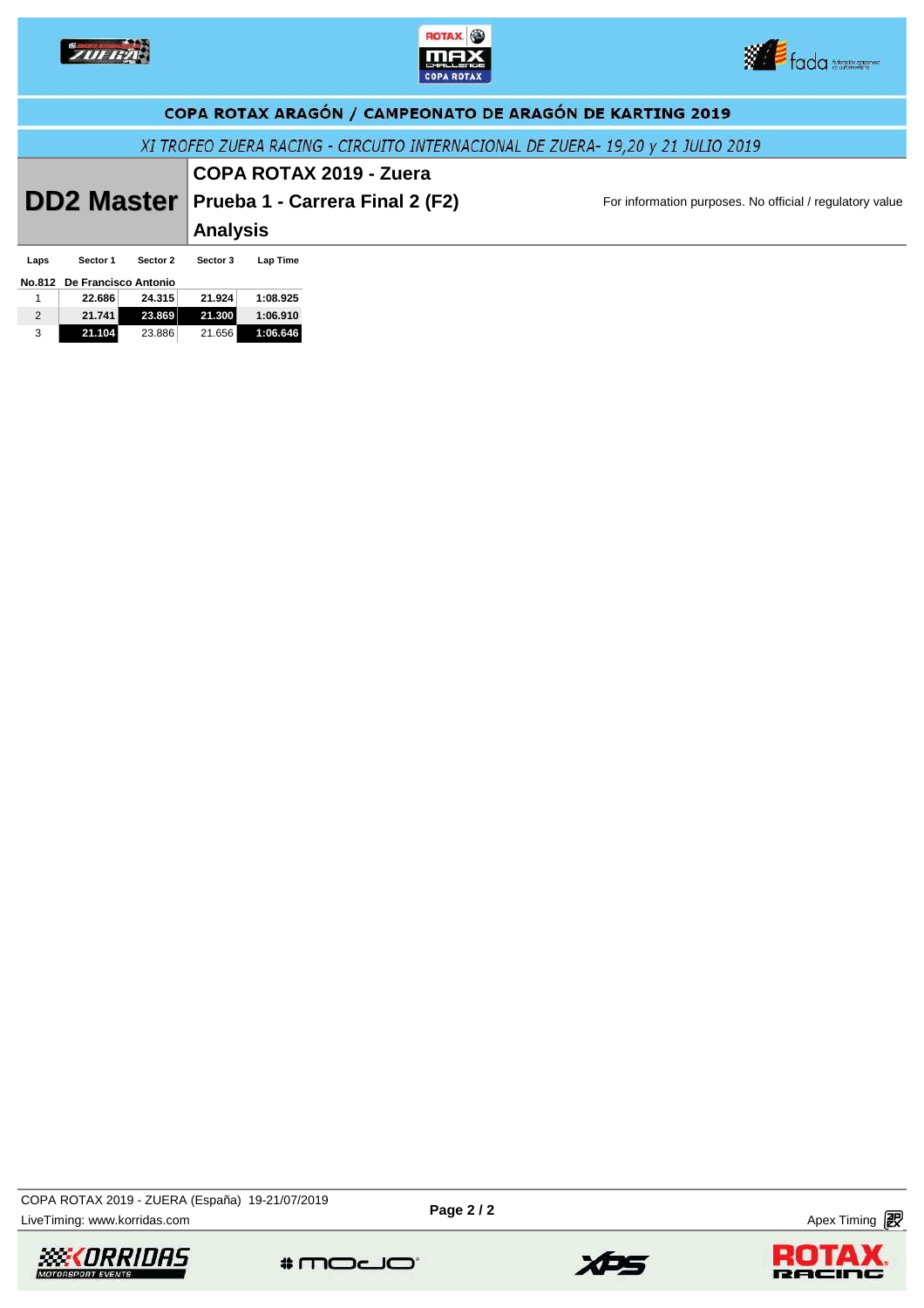## COPA ROTAX ARAGÓN / CAMPEONATO DE ARAGÓN DE KARTING 2019

*XI TROFEO ZUERA RACING - CIRCUITO INTERNACIONAL DE ZUERA- 19,20 y 21 JULIO 2019*

# DD2 Master

**COPA ROTAX 2019 - Zuera**

**Prueba 1 - Carrera Final 2 (F2)**

**Analysis**

For information purposes. No official / regulatory value

| Laps | Sector 1 | Sector 2 | Sector 3 | Lap Time |
|---|---|---|---|---|
| **No.812** | **De Francisco Antonio** | | | |
| 1 | 22.686 | 24.315 | 21.924 | 1:08.925 |
| 2 | 21.741 | 23.869 | 21.300 | 1:06.910 |
| 3 | 21.104 | 23.886 | 21.656 | 1:06.646 |

COPA ROTAX 2019 - ZUERA (España) 19-21/07/2019

LiveTiming: www.korridas.com

Apex Timing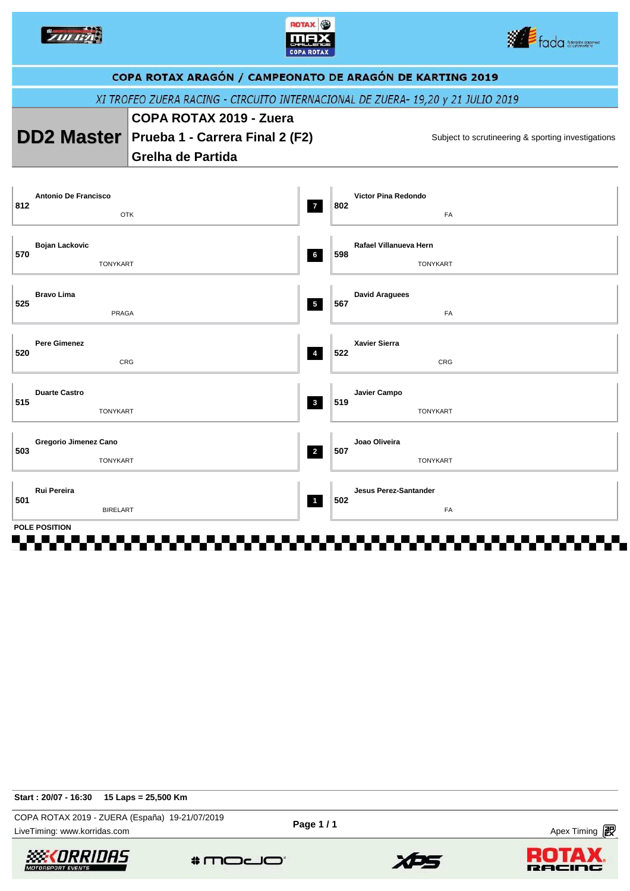## COPA ROTAX ARAGÓN / CAMPEONATO DE ARAGÓN DE KARTING 2019

*XI TROFEO ZUERA RACING - CIRCUITO INTERNACIONAL DE ZUERA- 19,20 y 21 JULIO 2019*

# DD2 Master

**COPA ROTAX 2019 - Zuera**

**Prueba 1 - Carrera Final 2 (F2)**

**Grelha de Partida**

Subject to scrutineering & sporting investigations

| Row | No. | Driver | Chassis | No. | Driver | Chassis |
|---|---|---|---|---|---|---|
| 7 | 812 | Antonio De Francisco | OTK | 802 | Victor Pina Redondo | FA |
| 6 | 570 | Bojan Lackovic | TONYKART | 598 | Rafael Villanueva Hern | TONYKART |
| 5 | 525 | Bravo Lima | PRAGA | 567 | David Araguees | FA |
| 4 | 520 | Pere Gimenez | CRG | 522 | Xavier Sierra | CRG |
| 3 | 515 | Duarte Castro | TONYKART | 519 | Javier Campo | TONYKART |
| 2 | 503 | Gregorio Jimenez Cano | TONYKART | 507 | Joao Oliveira | TONYKART |
| 1 | 501 | Rui Pereira | BIRELART | 502 | Jesus Perez-Santander | FA |

**POLE POSITION**

**Start : 20/07 - 16:30 15 Laps = 25,500 Km**

COPA ROTAX 2019 - ZUERA (España) 19-21/07/2019

LiveTiming: www.korridas.com

Apex Timing